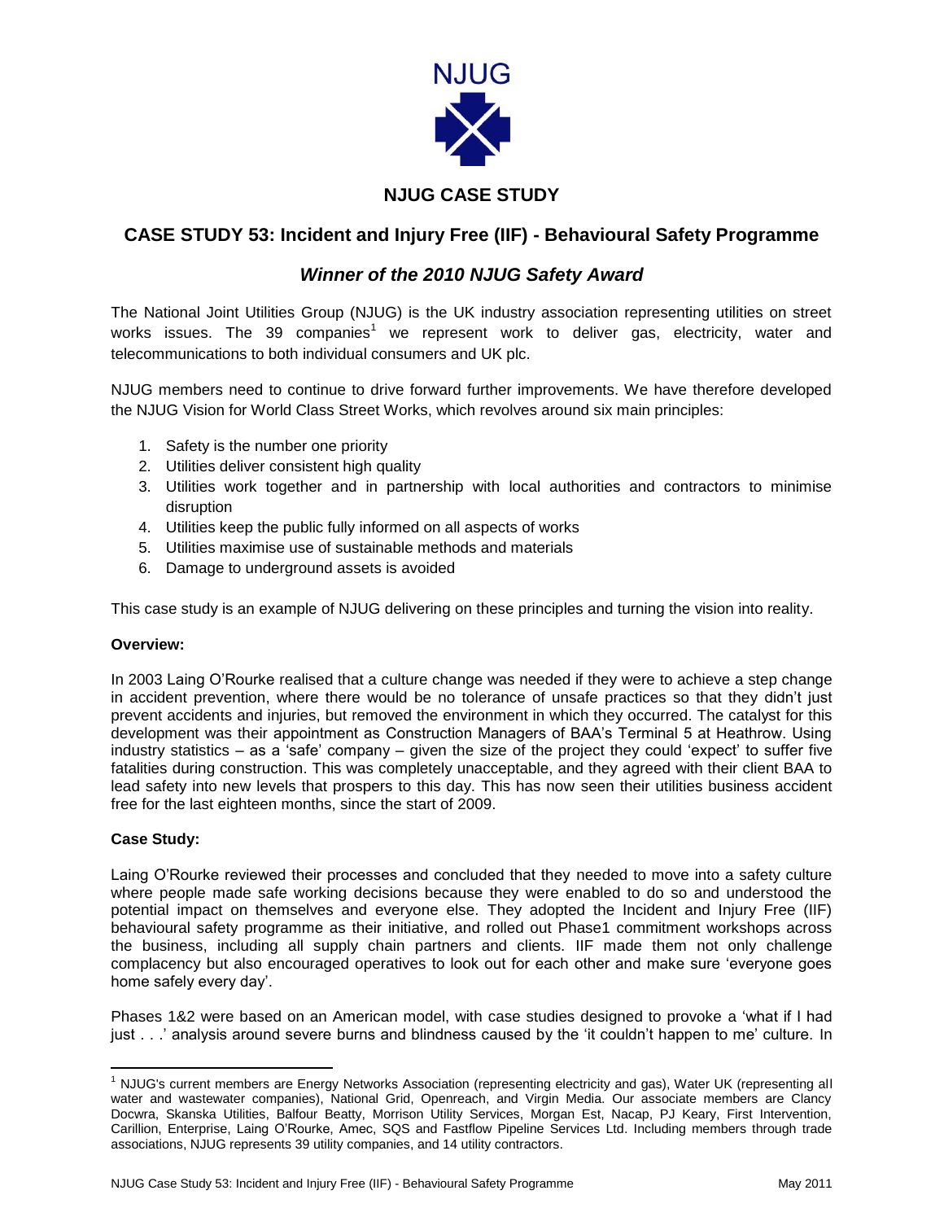NJUG

## NJUG CASE STUDY

# CASE STUDY 53: Incident and Injury Free (IIF) - Behavioural Safety Programme

## *Winner of the 2010 NJUG Safety Award*

The National Joint Utilities Group (NJUG) is the UK industry association representing utilities on street works issues. The 39 companies[1] we represent work to deliver gas, electricity, water and telecommunications to both individual consumers and UK plc.

NJUG members need to continue to drive forward further improvements. We have therefore developed the NJUG Vision for World Class Street Works, which revolves around six main principles:

1. Safety is the number one priority
2. Utilities deliver consistent high quality
3. Utilities work together and in partnership with local authorities and contractors to minimise disruption
4. Utilities keep the public fully informed on all aspects of works
5. Utilities maximise use of sustainable methods and materials
6. Damage to underground assets is avoided

This case study is an example of NJUG delivering on these principles and turning the vision into reality.

**Overview:**

In 2003 Laing O'Rourke realised that a culture change was needed if they were to achieve a step change in accident prevention, where there would be no tolerance of unsafe practices so that they didn't just prevent accidents and injuries, but removed the environment in which they occurred. The catalyst for this development was their appointment as Construction Managers of BAA's Terminal 5 at Heathrow. Using industry statistics – as a 'safe' company – given the size of the project they could 'expect' to suffer five fatalities during construction. This was completely unacceptable, and they agreed with their client BAA to lead safety into new levels that prospers to this day. This has now seen their utilities business accident free for the last eighteen months, since the start of 2009.

**Case Study:**

Laing O'Rourke reviewed their processes and concluded that they needed to move into a safety culture where people made safe working decisions because they were enabled to do so and understood the potential impact on themselves and everyone else. They adopted the Incident and Injury Free (IIF) behavioural safety programme as their initiative, and rolled out Phase1 commitment workshops across the business, including all supply chain partners and clients. IIF made them not only challenge complacency but also encouraged operatives to look out for each other and make sure 'everyone goes home safely every day'.

Phases 1&2 were based on an American model, with case studies designed to provoke a 'what if I had just . . .' analysis around severe burns and blindness caused by the 'it couldn't happen to me' culture. In

---

[1] NJUG's current members are Energy Networks Association (representing electricity and gas), Water UK (representing all water and wastewater companies), National Grid, Openreach, and Virgin Media. Our associate members are Clancy Docwra, Skanska Utilities, Balfour Beatty, Morrison Utility Services, Morgan Est, Nacap, PJ Keary, First Intervention, Carillion, Enterprise, Laing O'Rourke, Amec, SQS and Fastflow Pipeline Services Ltd. Including members through trade associations, NJUG represents 39 utility companies, and 14 utility contractors.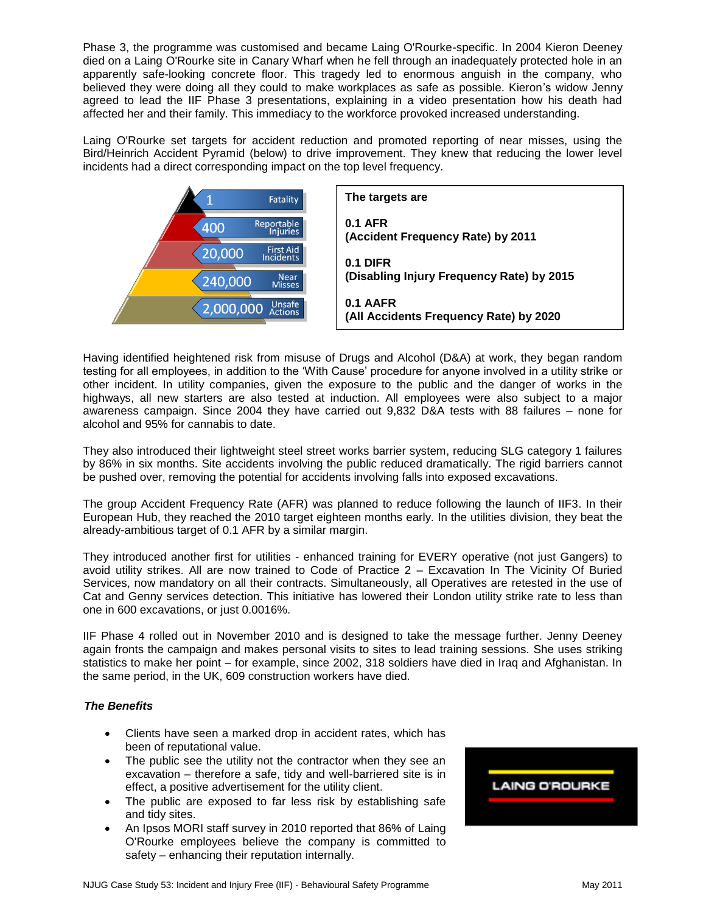Phase 3, the programme was customised and became Laing O'Rourke-specific. In 2004 Kieron Deeney died on a Laing O'Rourke site in Canary Wharf when he fell through an inadequately protected hole in an apparently safe-looking concrete floor. This tragedy led to enormous anguish in the company, who believed they were doing all they could to make workplaces as safe as possible. Kieron's widow Jenny agreed to lead the IIF Phase 3 presentations, explaining in a video presentation how his death had affected her and their family. This immediacy to the workforce provoked increased understanding.

Laing O'Rourke set targets for accident reduction and promoted reporting of near misses, using the Bird/Heinrich Accident Pyramid (below) to drive improvement. They knew that reducing the lower level incidents had a direct corresponding impact on the top level frequency.

1 Fatality
400 Reportable Injuries
20,000 First Aid Incidents
240,000 Near Misses
2,000,000 Unsafe Actions

**The targets are**

**0.1 AFR**
**(Accident Frequency Rate) by 2011**

**0.1 DIFR**
**(Disabling Injury Frequency Rate) by 2015**

**0.1 AAFR**
**(All Accidents Frequency Rate) by 2020**

Having identified heightened risk from misuse of Drugs and Alcohol (D&A) at work, they began random testing for all employees, in addition to the 'With Cause' procedure for anyone involved in a utility strike or other incident. In utility companies, given the exposure to the public and the danger of works in the highways, all new starters are also tested at induction. All employees were also subject to a major awareness campaign. Since 2004 they have carried out 9,832 D&A tests with 88 failures – none for alcohol and 95% for cannabis to date.

They also introduced their lightweight steel street works barrier system, reducing SLG category 1 failures by 86% in six months. Site accidents involving the public reduced dramatically. The rigid barriers cannot be pushed over, removing the potential for accidents involving falls into exposed excavations.

The group Accident Frequency Rate (AFR) was planned to reduce following the launch of IIF3. In their European Hub, they reached the 2010 target eighteen months early. In the utilities division, they beat the already-ambitious target of 0.1 AFR by a similar margin.

They introduced another first for utilities - enhanced training for EVERY operative (not just Gangers) to avoid utility strikes. All are now trained to Code of Practice 2 – Excavation In The Vicinity Of Buried Services, now mandatory on all their contracts. Simultaneously, all Operatives are retested in the use of Cat and Genny services detection. This initiative has lowered their London utility strike rate to less than one in 600 excavations, or just 0.0016%.

IIF Phase 4 rolled out in November 2010 and is designed to take the message further. Jenny Deeney again fronts the campaign and makes personal visits to sites to lead training sessions. She uses striking statistics to make her point – for example, since 2002, 318 soldiers have died in Iraq and Afghanistan. In the same period, in the UK, 609 construction workers have died.

***The Benefits***

- Clients have seen a marked drop in accident rates, which has been of reputational value.
- The public see the utility not the contractor when they see an excavation – therefore a safe, tidy and well-barriered site is in effect, a positive advertisement for the utility client.
- The public are exposed to far less risk by establishing safe and tidy sites.
- An Ipsos MORI staff survey in 2010 reported that 86% of Laing O'Rourke employees believe the company is committed to safety – enhancing their reputation internally.

LAING O'ROURKE